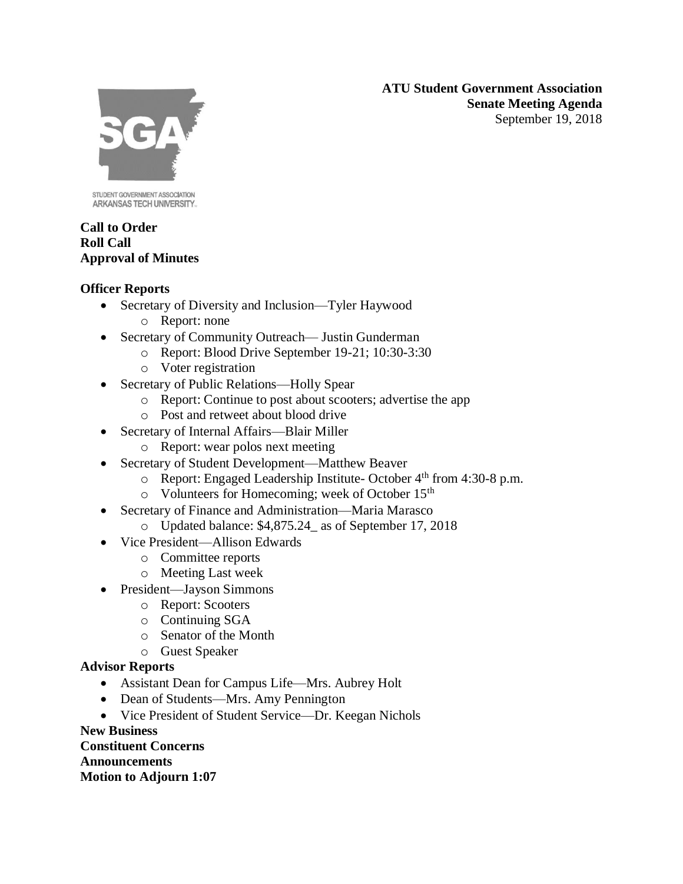**ATU Student Government Association**
**Senate Meeting Agenda**
September 19, 2018

STUDENT GOVERNMENT ASSOCIATION
ARKANSAS TECH UNIVERSITY

**Call to Order**
**Roll Call**
**Approval of Minutes**

**Officer Reports**

- Secretary of Diversity and Inclusion—Tyler Haywood
  - Report: none
- Secretary of Community Outreach— Justin Gunderman
  - Report: Blood Drive September 19-21; 10:30-3:30
  - Voter registration
- Secretary of Public Relations—Holly Spear
  - Report: Continue to post about scooters; advertise the app
  - Post and retweet about blood drive
- Secretary of Internal Affairs—Blair Miller
  - Report: wear polos next meeting
- Secretary of Student Development—Matthew Beaver
  - Report: Engaged Leadership Institute- October 4th from 4:30-8 p.m.
  - Volunteers for Homecoming; week of October 15th
- Secretary of Finance and Administration—Maria Marasco
  - Updated balance: $4,875.24_ as of September 17, 2018
- Vice President—Allison Edwards
  - Committee reports
  - Meeting Last week
- President—Jayson Simmons
  - Report: Scooters
  - Continuing SGA
  - Senator of the Month
  - Guest Speaker

**Advisor Reports**

- Assistant Dean for Campus Life—Mrs. Aubrey Holt
- Dean of Students—Mrs. Amy Pennington
- Vice President of Student Service—Dr. Keegan Nichols

**New Business**
**Constituent Concerns**
**Announcements**
**Motion to Adjourn 1:07**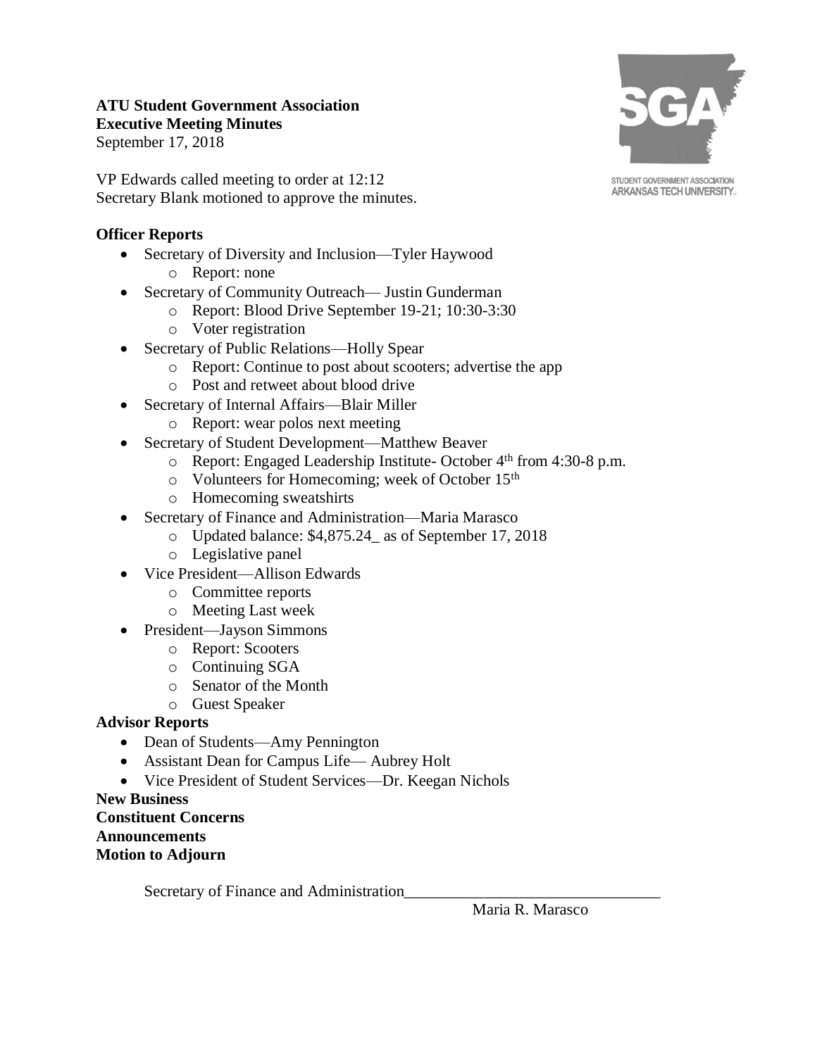**ATU Student Government Association**
**Executive Meeting Minutes**
September 17, 2018

VP Edwards called meeting to order at 12:12
Secretary Blank motioned to approve the minutes.

**Officer Reports**

- Secretary of Diversity and Inclusion—Tyler Haywood
  - Report: none
- Secretary of Community Outreach— Justin Gunderman
  - Report: Blood Drive September 19-21; 10:30-3:30
  - Voter registration
- Secretary of Public Relations—Holly Spear
  - Report: Continue to post about scooters; advertise the app
  - Post and retweet about blood drive
- Secretary of Internal Affairs—Blair Miller
  - Report: wear polos next meeting
- Secretary of Student Development—Matthew Beaver
  - Report: Engaged Leadership Institute- October 4th from 4:30-8 p.m.
  - Volunteers for Homecoming; week of October 15th
  - Homecoming sweatshirts
- Secretary of Finance and Administration—Maria Marasco
  - Updated balance: $4,875.24_ as of September 17, 2018
  - Legislative panel
- Vice President—Allison Edwards
  - Committee reports
  - Meeting Last week
- President—Jayson Simmons
  - Report: Scooters
  - Continuing SGA
  - Senator of the Month
  - Guest Speaker

**Advisor Reports**

- Dean of Students—Amy Pennington
- Assistant Dean for Campus Life— Aubrey Holt
- Vice President of Student Services—Dr. Keegan Nichols

**New Business**
**Constituent Concerns**
**Announcements**
**Motion to Adjourn**

Secretary of Finance and Administration________________________________
Maria R. Marasco